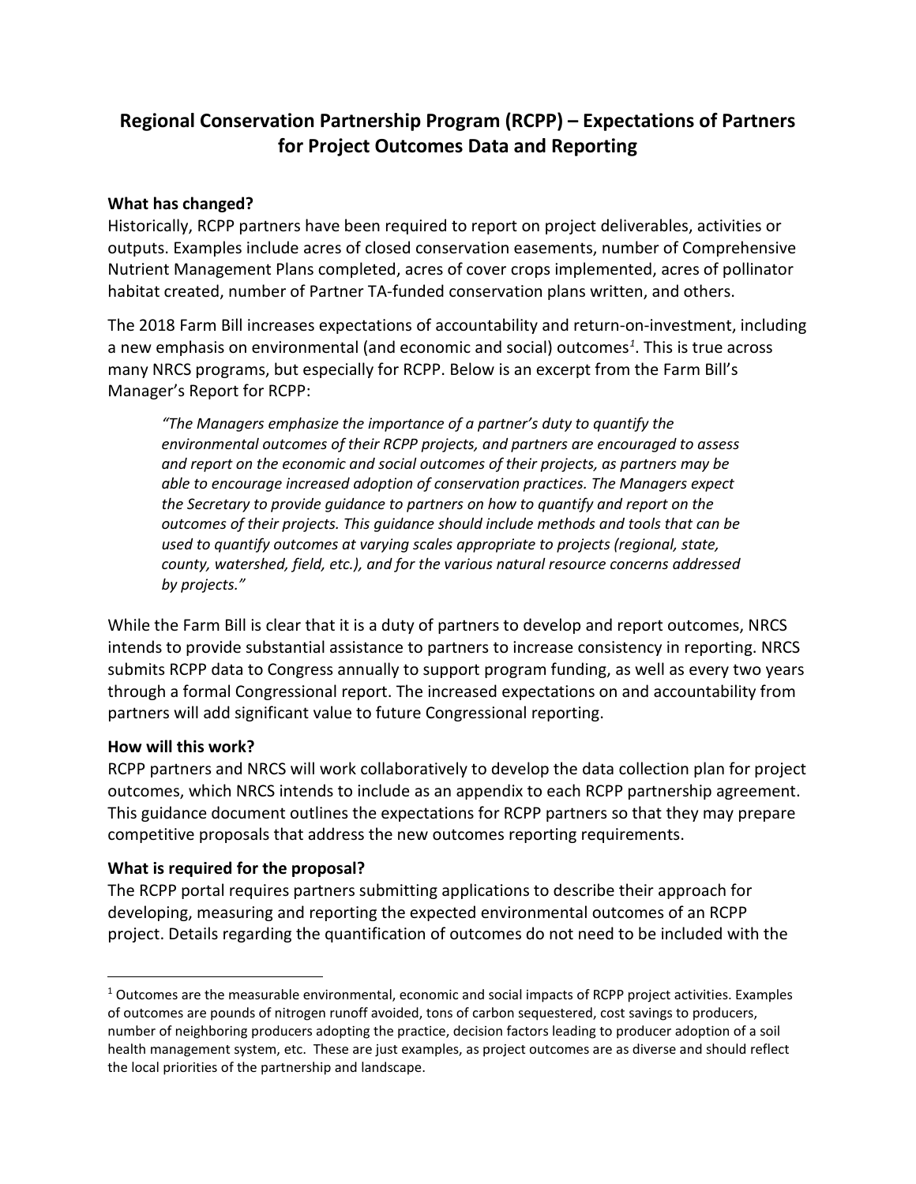# Regional Conservation Partnership Program (RCPP) – Expectations of Partners for Project Outcomes Data and Reporting

**What has changed?**

Historically, RCPP partners have been required to report on project deliverables, activities or outputs. Examples include acres of closed conservation easements, number of Comprehensive Nutrient Management Plans completed, acres of cover crops implemented, acres of pollinator habitat created, number of Partner TA-funded conservation plans written, and others.

The 2018 Farm Bill increases expectations of accountability and return-on-investment, including a new emphasis on environmental (and economic and social) outcomes[1]. This is true across many NRCS programs, but especially for RCPP. Below is an excerpt from the Farm Bill's Manager's Report for RCPP:

> *"The Managers emphasize the importance of a partner's duty to quantify the environmental outcomes of their RCPP projects, and partners are encouraged to assess and report on the economic and social outcomes of their projects, as partners may be able to encourage increased adoption of conservation practices. The Managers expect the Secretary to provide guidance to partners on how to quantify and report on the outcomes of their projects. This guidance should include methods and tools that can be used to quantify outcomes at varying scales appropriate to projects (regional, state, county, watershed, field, etc.), and for the various natural resource concerns addressed by projects."*

While the Farm Bill is clear that it is a duty of partners to develop and report outcomes, NRCS intends to provide substantial assistance to partners to increase consistency in reporting. NRCS submits RCPP data to Congress annually to support program funding, as well as every two years through a formal Congressional report. The increased expectations on and accountability from partners will add significant value to future Congressional reporting.

**How will this work?**

RCPP partners and NRCS will work collaboratively to develop the data collection plan for project outcomes, which NRCS intends to include as an appendix to each RCPP partnership agreement. This guidance document outlines the expectations for RCPP partners so that they may prepare competitive proposals that address the new outcomes reporting requirements.

**What is required for the proposal?**

The RCPP portal requires partners submitting applications to describe their approach for developing, measuring and reporting the expected environmental outcomes of an RCPP project. Details regarding the quantification of outcomes do not need to be included with the

---

[1] Outcomes are the measurable environmental, economic and social impacts of RCPP project activities. Examples of outcomes are pounds of nitrogen runoff avoided, tons of carbon sequestered, cost savings to producers, number of neighboring producers adopting the practice, decision factors leading to producer adoption of a soil health management system, etc. These are just examples, as project outcomes are as diverse and should reflect the local priorities of the partnership and landscape.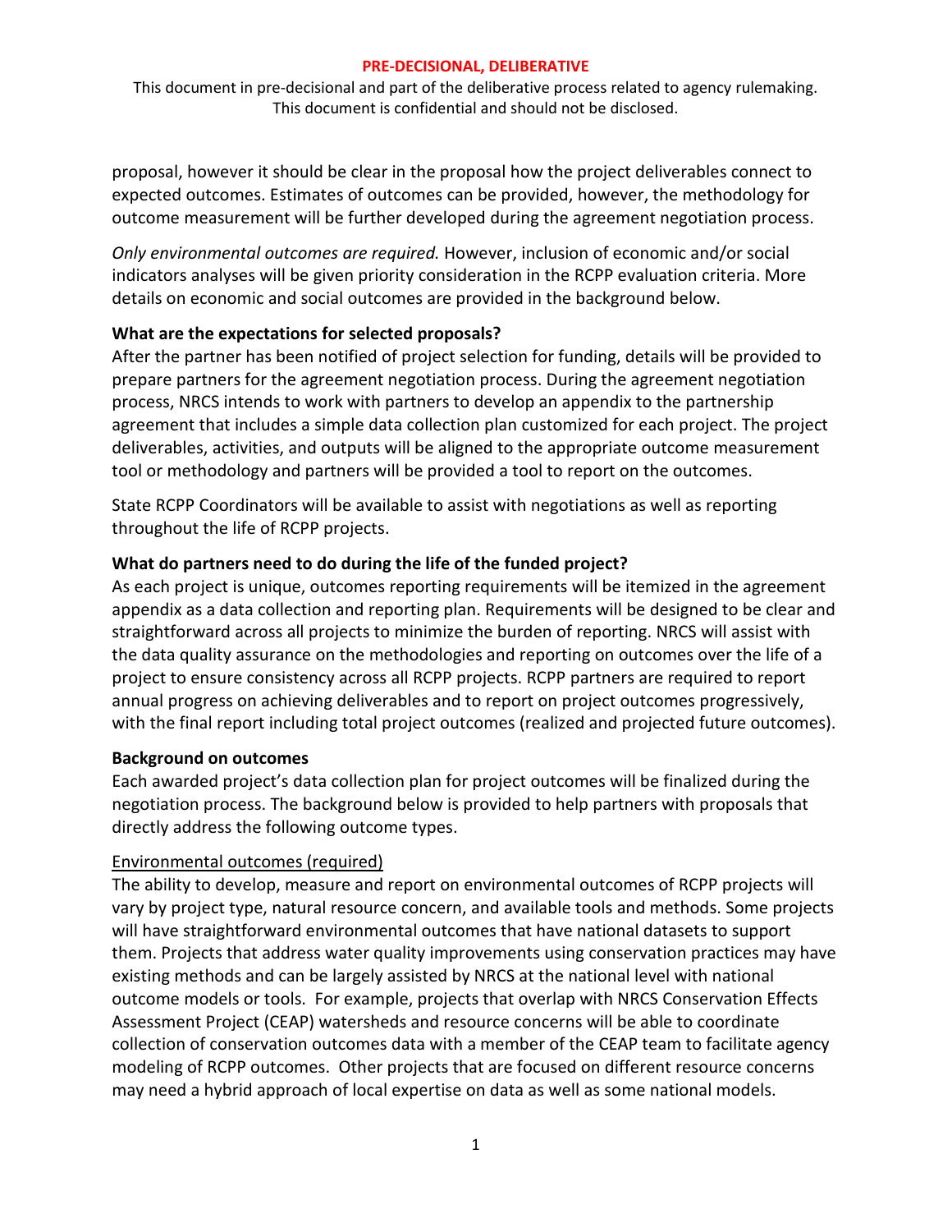proposal, however it should be clear in the proposal how the project deliverables connect to expected outcomes. Estimates of outcomes can be provided, however, the methodology for outcome measurement will be further developed during the agreement negotiation process.

*Only environmental outcomes are required.* However, inclusion of economic and/or social indicators analyses will be given priority consideration in the RCPP evaluation criteria. More details on economic and social outcomes are provided in the background below.

**What are the expectations for selected proposals?**

After the partner has been notified of project selection for funding, details will be provided to prepare partners for the agreement negotiation process. During the agreement negotiation process, NRCS intends to work with partners to develop an appendix to the partnership agreement that includes a simple data collection plan customized for each project. The project deliverables, activities, and outputs will be aligned to the appropriate outcome measurement tool or methodology and partners will be provided a tool to report on the outcomes.

State RCPP Coordinators will be available to assist with negotiations as well as reporting throughout the life of RCPP projects.

**What do partners need to do during the life of the funded project?**

As each project is unique, outcomes reporting requirements will be itemized in the agreement appendix as a data collection and reporting plan. Requirements will be designed to be clear and straightforward across all projects to minimize the burden of reporting. NRCS will assist with the data quality assurance on the methodologies and reporting on outcomes over the life of a project to ensure consistency across all RCPP projects. RCPP partners are required to report annual progress on achieving deliverables and to report on project outcomes progressively, with the final report including total project outcomes (realized and projected future outcomes).

**Background on outcomes**

Each awarded project's data collection plan for project outcomes will be finalized during the negotiation process. The background below is provided to help partners with proposals that directly address the following outcome types.

<u>Environmental outcomes (required)</u>

The ability to develop, measure and report on environmental outcomes of RCPP projects will vary by project type, natural resource concern, and available tools and methods. Some projects will have straightforward environmental outcomes that have national datasets to support them. Projects that address water quality improvements using conservation practices may have existing methods and can be largely assisted by NRCS at the national level with national outcome models or tools. For example, projects that overlap with NRCS Conservation Effects Assessment Project (CEAP) watersheds and resource concerns will be able to coordinate collection of conservation outcomes data with a member of the CEAP team to facilitate agency modeling of RCPP outcomes. Other projects that are focused on different resource concerns may need a hybrid approach of local expertise on data as well as some national models.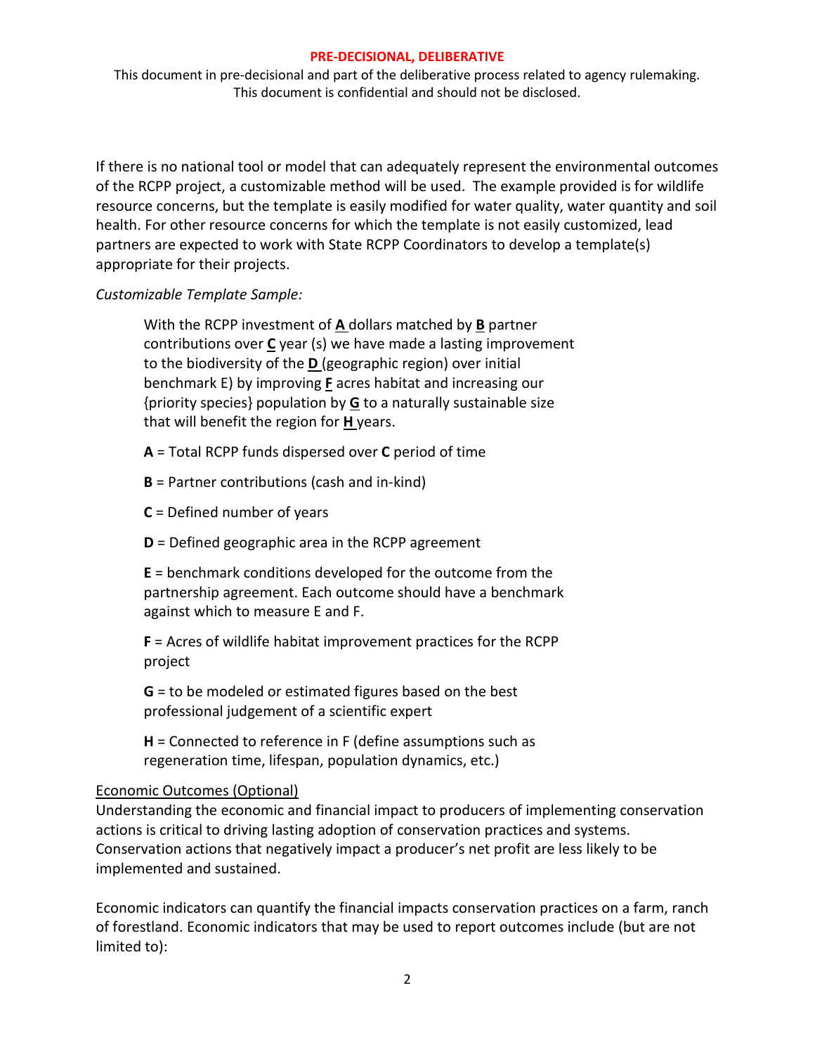If there is no national tool or model that can adequately represent the environmental outcomes of the RCPP project, a customizable method will be used. The example provided is for wildlife resource concerns, but the template is easily modified for water quality, water quantity and soil health. For other resource concerns for which the template is not easily customized, lead partners are expected to work with State RCPP Coordinators to develop a template(s) appropriate for their projects.

*Customizable Template Sample:*

With the RCPP investment of **A** dollars matched by **B** partner contributions over **C** year (s) we have made a lasting improvement to the biodiversity of the **D** (geographic region) over initial benchmark E) by improving **F** acres habitat and increasing our {priority species} population by **G** to a naturally sustainable size that will benefit the region for **H** years.

**A** = Total RCPP funds dispersed over **C** period of time

**B** = Partner contributions (cash and in-kind)

**C** = Defined number of years

**D** = Defined geographic area in the RCPP agreement

**E** = benchmark conditions developed for the outcome from the partnership agreement. Each outcome should have a benchmark against which to measure E and F.

**F** = Acres of wildlife habitat improvement practices for the RCPP project

**G** = to be modeled or estimated figures based on the best professional judgement of a scientific expert

**H** = Connected to reference in F (define assumptions such as regeneration time, lifespan, population dynamics, etc.)

Economic Outcomes (Optional)

Understanding the economic and financial impact to producers of implementing conservation actions is critical to driving lasting adoption of conservation practices and systems. Conservation actions that negatively impact a producer's net profit are less likely to be implemented and sustained.

Economic indicators can quantify the financial impacts conservation practices on a farm, ranch of forestland. Economic indicators that may be used to report outcomes include (but are not limited to):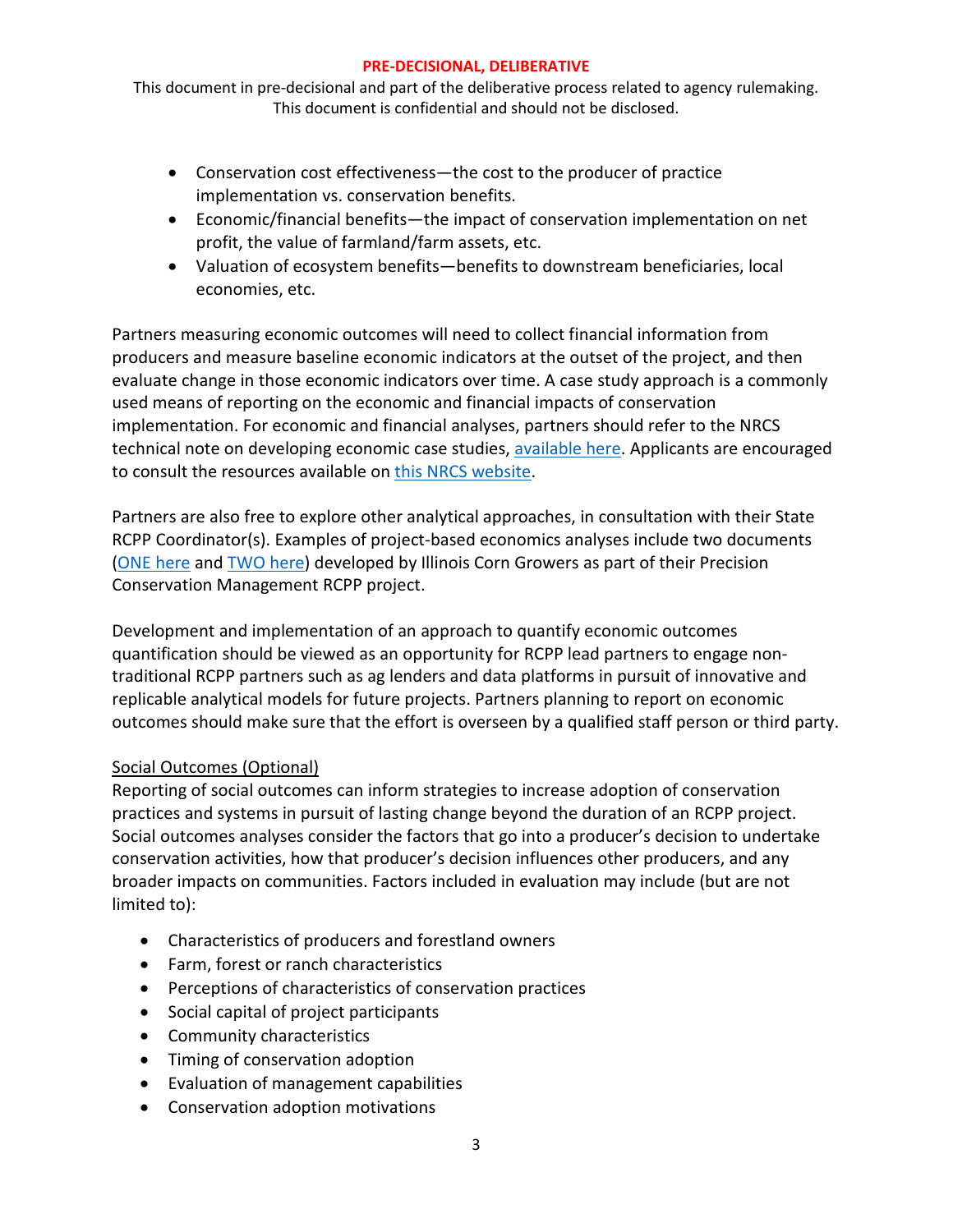- Conservation cost effectiveness—the cost to the producer of practice implementation vs. conservation benefits.
- Economic/financial benefits—the impact of conservation implementation on net profit, the value of farmland/farm assets, etc.
- Valuation of ecosystem benefits—benefits to downstream beneficiaries, local economies, etc.

Partners measuring economic outcomes will need to collect financial information from producers and measure baseline economic indicators at the outset of the project, and then evaluate change in those economic indicators over time. A case study approach is a commonly used means of reporting on the economic and financial impacts of conservation implementation. For economic and financial analyses, partners should refer to the NRCS technical note on developing economic case studies, available here. Applicants are encouraged to consult the resources available on this NRCS website.

Partners are also free to explore other analytical approaches, in consultation with their State RCPP Coordinator(s). Examples of project-based economics analyses include two documents (ONE here and TWO here) developed by Illinois Corn Growers as part of their Precision Conservation Management RCPP project.

Development and implementation of an approach to quantify economic outcomes quantification should be viewed as an opportunity for RCPP lead partners to engage non-traditional RCPP partners such as ag lenders and data platforms in pursuit of innovative and replicable analytical models for future projects. Partners planning to report on economic outcomes should make sure that the effort is overseen by a qualified staff person or third party.

### Social Outcomes (Optional)

Reporting of social outcomes can inform strategies to increase adoption of conservation practices and systems in pursuit of lasting change beyond the duration of an RCPP project. Social outcomes analyses consider the factors that go into a producer's decision to undertake conservation activities, how that producer's decision influences other producers, and any broader impacts on communities. Factors included in evaluation may include (but are not limited to):

- Characteristics of producers and forestland owners
- Farm, forest or ranch characteristics
- Perceptions of characteristics of conservation practices
- Social capital of project participants
- Community characteristics
- Timing of conservation adoption
- Evaluation of management capabilities
- Conservation adoption motivations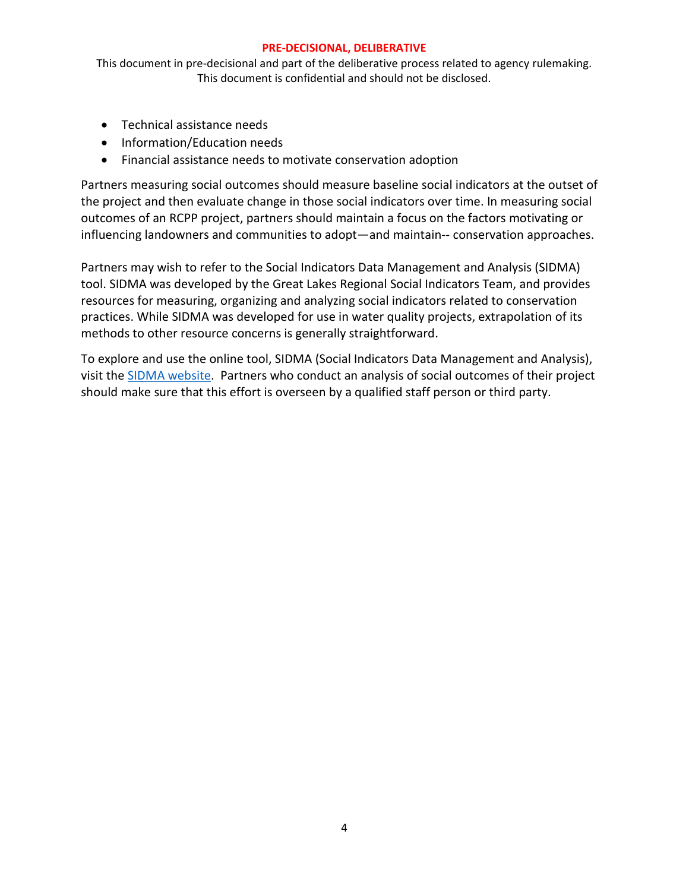- Technical assistance needs
- Information/Education needs
- Financial assistance needs to motivate conservation adoption

Partners measuring social outcomes should measure baseline social indicators at the outset of the project and then evaluate change in those social indicators over time. In measuring social outcomes of an RCPP project, partners should maintain a focus on the factors motivating or influencing landowners and communities to adopt—and maintain-- conservation approaches.

Partners may wish to refer to the Social Indicators Data Management and Analysis (SIDMA) tool. SIDMA was developed by the Great Lakes Regional Social Indicators Team, and provides resources for measuring, organizing and analyzing social indicators related to conservation practices. While SIDMA was developed for use in water quality projects, extrapolation of its methods to other resource concerns is generally straightforward.

To explore and use the online tool, SIDMA (Social Indicators Data Management and Analysis), visit the SIDMA website. Partners who conduct an analysis of social outcomes of their project should make sure that this effort is overseen by a qualified staff person or third party.